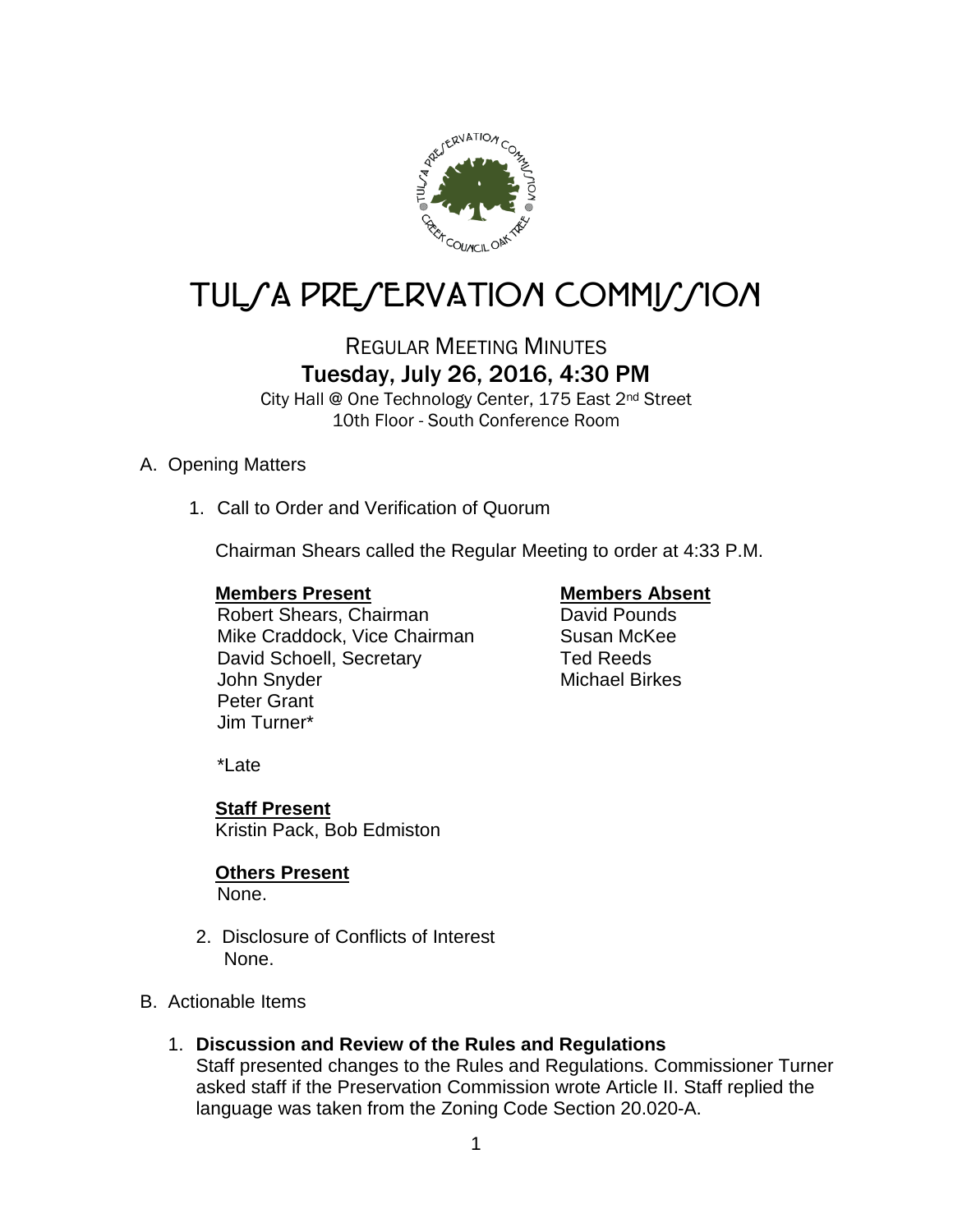# TULSA PRESERVATION COMMISSION

## REGULAR MEETING MINUTES

## Tuesday, July 26, 2016, 4:30 PM

City Hall @ One Technology Center, 175 East 2nd Street
10th Floor - South Conference Room

A. Opening Matters

1. Call to Order and Verification of Quorum

   Chairman Shears called the Regular Meeting to order at 4:33 P.M.

   | **Members Present** | **Members Absent** |
   |---|---|
   | Robert Shears, Chairman | David Pounds |
   | Mike Craddock, Vice Chairman | Susan McKee |
   | David Schoell, Secretary | Ted Reeds |
   | John Snyder | Michael Birkes |
   | Peter Grant | |
   | Jim Turner* | |

   *Late

   **Staff Present**
   Kristin Pack, Bob Edmiston

   **Others Present**
   None.

2. Disclosure of Conflicts of Interest
   None.

B. Actionable Items

1. **Discussion and Review of the Rules and Regulations**
   Staff presented changes to the Rules and Regulations. Commissioner Turner asked staff if the Preservation Commission wrote Article II. Staff replied the language was taken from the Zoning Code Section 20.020-A.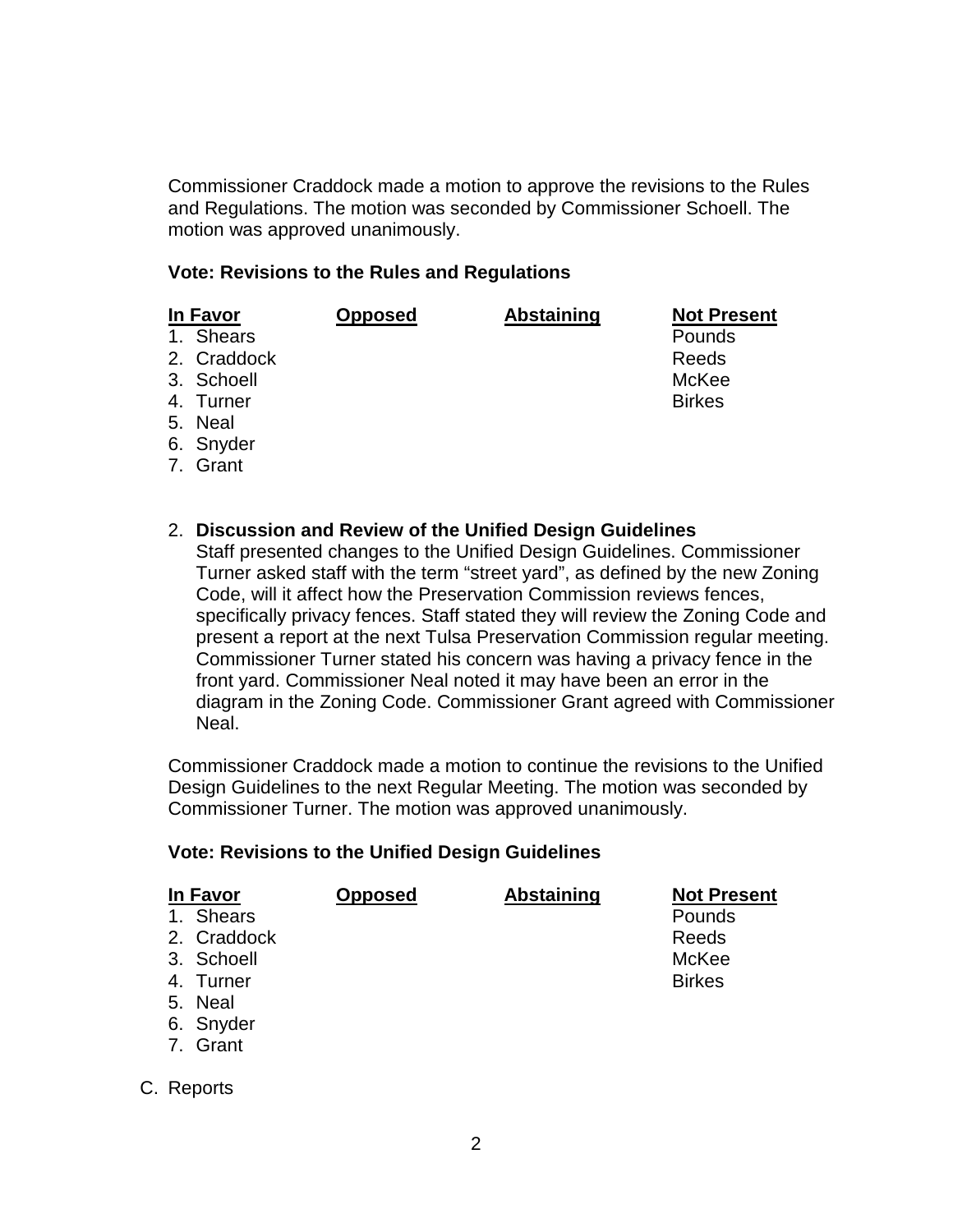Commissioner Craddock made a motion to approve the revisions to the Rules and Regulations. The motion was seconded by Commissioner Schoell. The motion was approved unanimously.

**Vote: Revisions to the Rules and Regulations**

| In Favor | Opposed | Abstaining | Not Present |
|---|---|---|---|
| 1. Shears | | | Pounds |
| 2. Craddock | | | Reeds |
| 3. Schoell | | | McKee |
| 4. Turner | | | Birkes |
| 5. Neal | | | |
| 6. Snyder | | | |
| 7. Grant | | | |

2. **Discussion and Review of the Unified Design Guidelines**
   Staff presented changes to the Unified Design Guidelines. Commissioner Turner asked staff with the term "street yard", as defined by the new Zoning Code, will it affect how the Preservation Commission reviews fences, specifically privacy fences. Staff stated they will review the Zoning Code and present a report at the next Tulsa Preservation Commission regular meeting. Commissioner Turner stated his concern was having a privacy fence in the front yard. Commissioner Neal noted it may have been an error in the diagram in the Zoning Code. Commissioner Grant agreed with Commissioner Neal.

Commissioner Craddock made a motion to continue the revisions to the Unified Design Guidelines to the next Regular Meeting. The motion was seconded by Commissioner Turner. The motion was approved unanimously.

**Vote: Revisions to the Unified Design Guidelines**

| In Favor | Opposed | Abstaining | Not Present |
|---|---|---|---|
| 1. Shears | | | Pounds |
| 2. Craddock | | | Reeds |
| 3. Schoell | | | McKee |
| 4. Turner | | | Birkes |
| 5. Neal | | | |
| 6. Snyder | | | |
| 7. Grant | | | |

C. Reports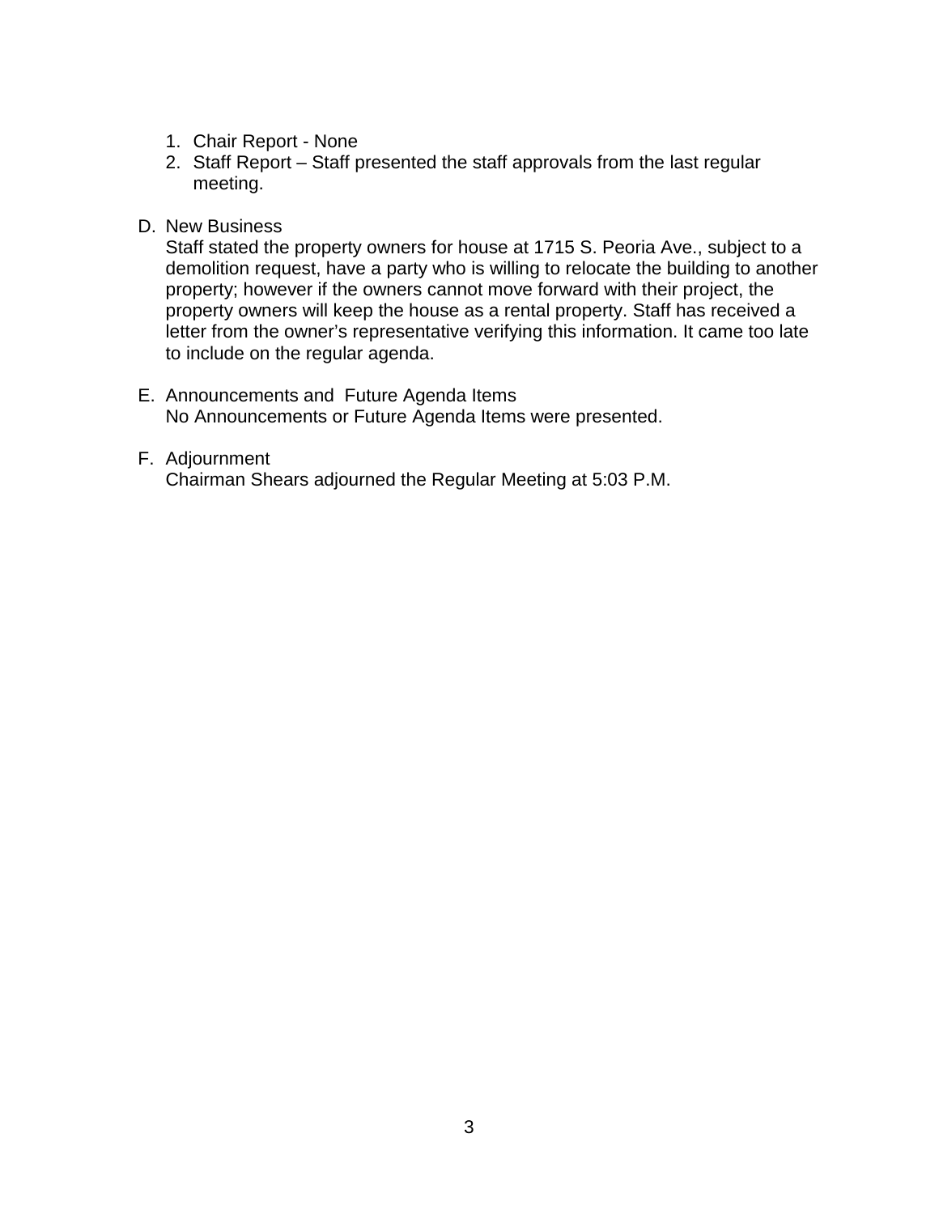1. Chair Report - None
2. Staff Report – Staff presented the staff approvals from the last regular meeting.

D. New Business

Staff stated the property owners for house at 1715 S. Peoria Ave., subject to a demolition request, have a party who is willing to relocate the building to another property; however if the owners cannot move forward with their project, the property owners will keep the house as a rental property. Staff has received a letter from the owner's representative verifying this information. It came too late to include on the regular agenda.

E. Announcements and Future Agenda Items

No Announcements or Future Agenda Items were presented.

F. Adjournment

Chairman Shears adjourned the Regular Meeting at 5:03 P.M.